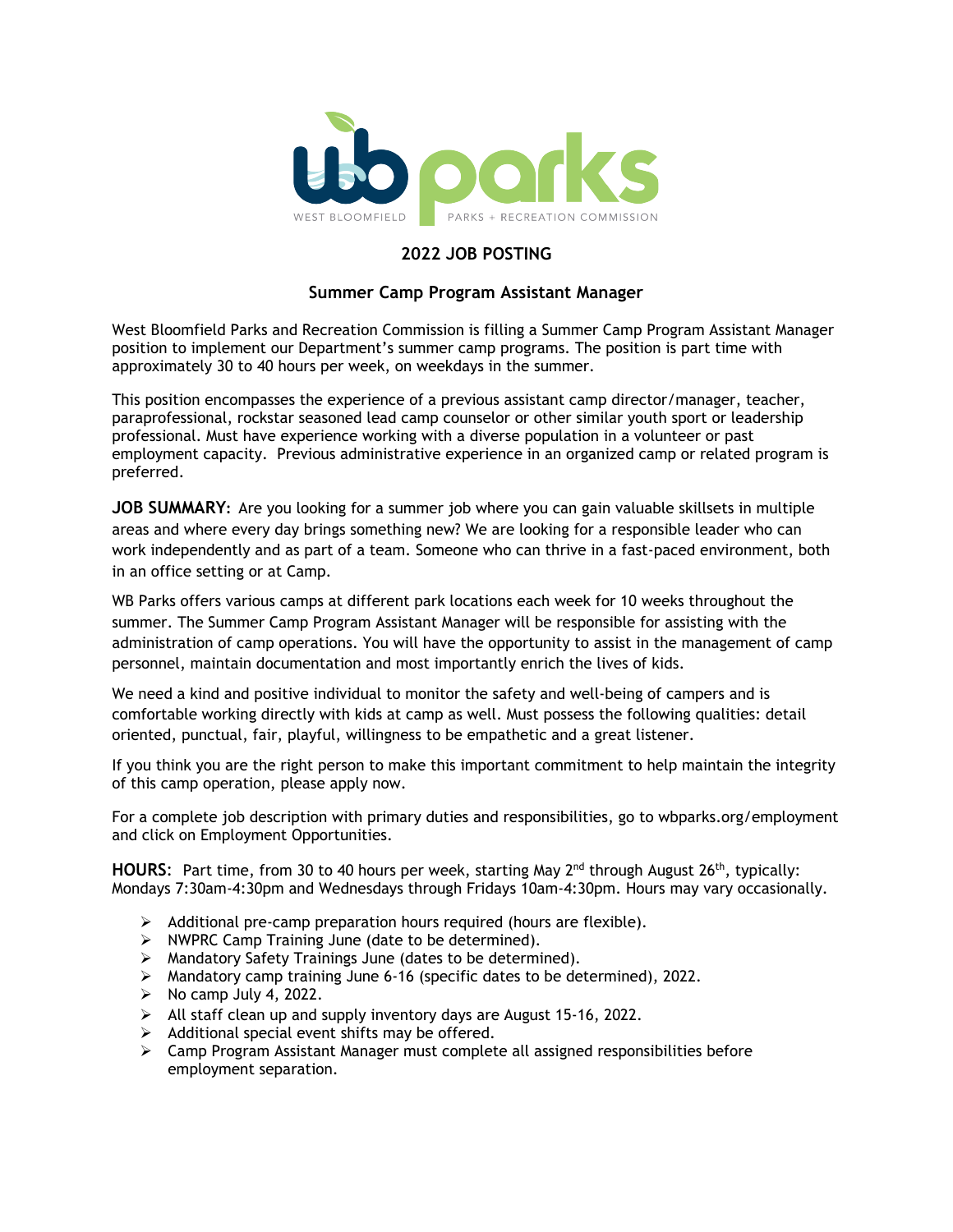wb parks

WEST BLOOMFIELD PARKS + RECREATION COMMISSION

## 2022 JOB POSTING

### Summer Camp Program Assistant Manager

West Bloomfield Parks and Recreation Commission is filling a Summer Camp Program Assistant Manager position to implement our Department's summer camp programs. The position is part time with approximately 30 to 40 hours per week, on weekdays in the summer.

This position encompasses the experience of a previous assistant camp director/manager, teacher, paraprofessional, rockstar seasoned lead camp counselor or other similar youth sport or leadership professional. Must have experience working with a diverse population in a volunteer or past employment capacity. Previous administrative experience in an organized camp or related program is preferred.

**JOB SUMMARY**: Are you looking for a summer job where you can gain valuable skillsets in multiple areas and where every day brings something new? We are looking for a responsible leader who can work independently and as part of a team. Someone who can thrive in a fast-paced environment, both in an office setting or at Camp.

WB Parks offers various camps at different park locations each week for 10 weeks throughout the summer. The Summer Camp Program Assistant Manager will be responsible for assisting with the administration of camp operations. You will have the opportunity to assist in the management of camp personnel, maintain documentation and most importantly enrich the lives of kids.

We need a kind and positive individual to monitor the safety and well-being of campers and is comfortable working directly with kids at camp as well. Must possess the following qualities: detail oriented, punctual, fair, playful, willingness to be empathetic and a great listener.

If you think you are the right person to make this important commitment to help maintain the integrity of this camp operation, please apply now.

For a complete job description with primary duties and responsibilities, go to wbparks.org/employment and click on Employment Opportunities.

**HOURS**: Part time, from 30 to 40 hours per week, starting May 2nd through August 26th, typically: Mondays 7:30am-4:30pm and Wednesdays through Fridays 10am-4:30pm. Hours may vary occasionally.

- Additional pre-camp preparation hours required (hours are flexible).
- NWPRC Camp Training June (date to be determined).
- Mandatory Safety Trainings June (dates to be determined).
- Mandatory camp training June 6-16 (specific dates to be determined), 2022.
- No camp July 4, 2022.
- All staff clean up and supply inventory days are August 15-16, 2022.
- Additional special event shifts may be offered.
- Camp Program Assistant Manager must complete all assigned responsibilities before employment separation.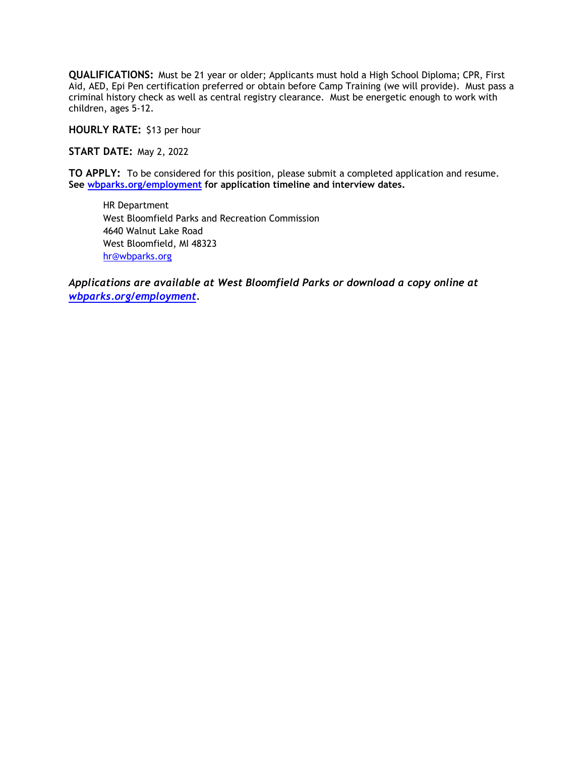**QUALIFICATIONS:** Must be 21 year or older; Applicants must hold a High School Diploma; CPR, First Aid, AED, Epi Pen certification preferred or obtain before Camp Training (we will provide). Must pass a criminal history check as well as central registry clearance. Must be energetic enough to work with children, ages 5-12.

**HOURLY RATE:** $13 per hour

**START DATE:** May 2, 2022

**TO APPLY:** To be considered for this position, please submit a completed application and resume. **See [wbparks.org/employment](wbparks.org/employment) for application timeline and interview dates.**

> HR Department
> West Bloomfield Parks and Recreation Commission
> 4640 Walnut Lake Road
> West Bloomfield, MI 48323
> [hr@wbparks.org](mailto:hr@wbparks.org)

***Applications are available at West Bloomfield Parks or download a copy online at [wbparks.org/employment](wbparks.org/employment).***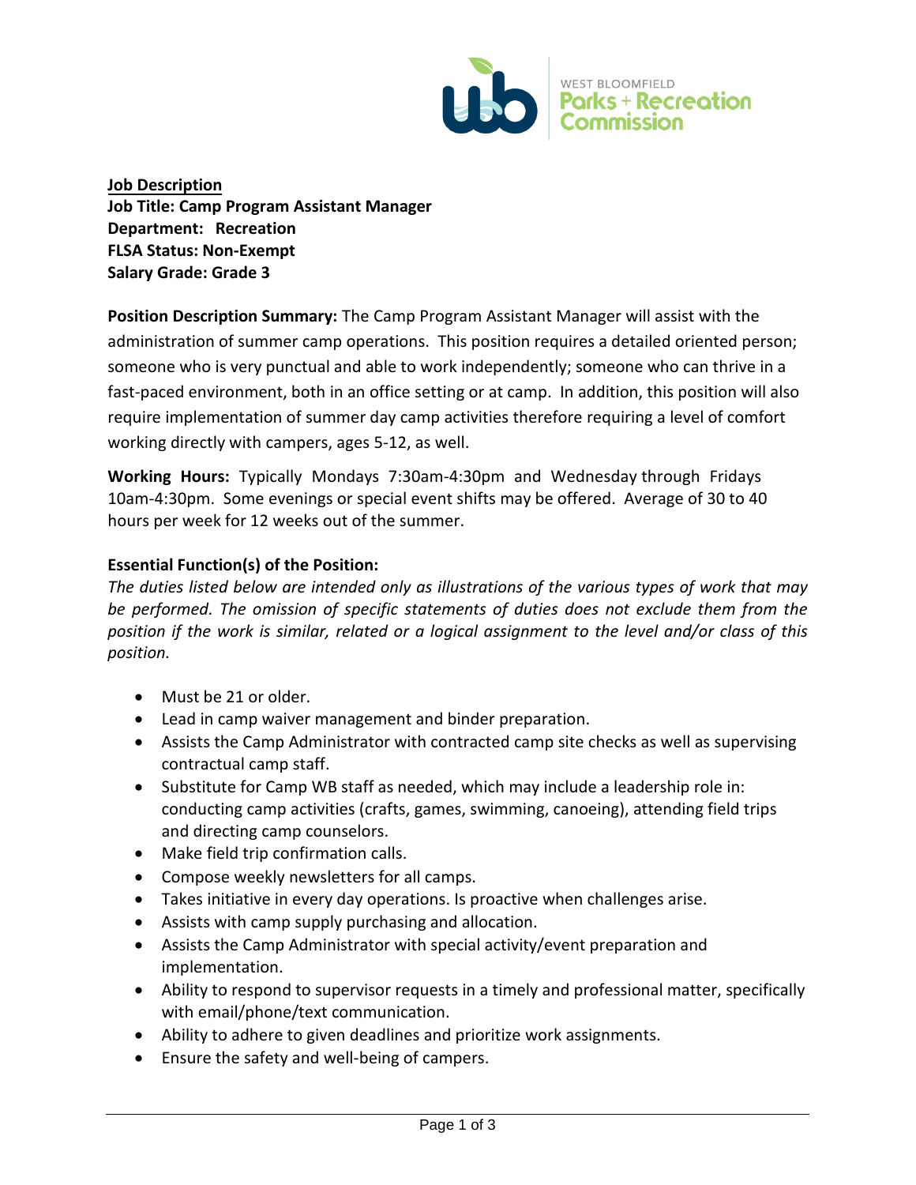WEST BLOOMFIELD
Parks + Recreation
Commission

**<u>Job Description</u>**
**Job Title: Camp Program Assistant Manager**
**Department: Recreation**
**FLSA Status: Non-Exempt**
**Salary Grade: Grade 3**

**Position Description Summary:** The Camp Program Assistant Manager will assist with the administration of summer camp operations. This position requires a detailed oriented person; someone who is very punctual and able to work independently; someone who can thrive in a fast-paced environment, both in an office setting or at camp. In addition, this position will also require implementation of summer day camp activities therefore requiring a level of comfort working directly with campers, ages 5-12, as well.

**Working Hours:** Typically Mondays 7:30am-4:30pm and Wednesday through Fridays 10am-4:30pm. Some evenings or special event shifts may be offered. Average of 30 to 40 hours per week for 12 weeks out of the summer.

**Essential Function(s) of the Position:**

*The duties listed below are intended only as illustrations of the various types of work that may be performed. The omission of specific statements of duties does not exclude them from the position if the work is similar, related or a logical assignment to the level and/or class of this position.*

- Must be 21 or older.
- Lead in camp waiver management and binder preparation.
- Assists the Camp Administrator with contracted camp site checks as well as supervising contractual camp staff.
- Substitute for Camp WB staff as needed, which may include a leadership role in: conducting camp activities (crafts, games, swimming, canoeing), attending field trips and directing camp counselors.
- Make field trip confirmation calls.
- Compose weekly newsletters for all camps.
- Takes initiative in every day operations. Is proactive when challenges arise.
- Assists with camp supply purchasing and allocation.
- Assists the Camp Administrator with special activity/event preparation and implementation.
- Ability to respond to supervisor requests in a timely and professional matter, specifically with email/phone/text communication.
- Ability to adhere to given deadlines and prioritize work assignments.
- Ensure the safety and well-being of campers.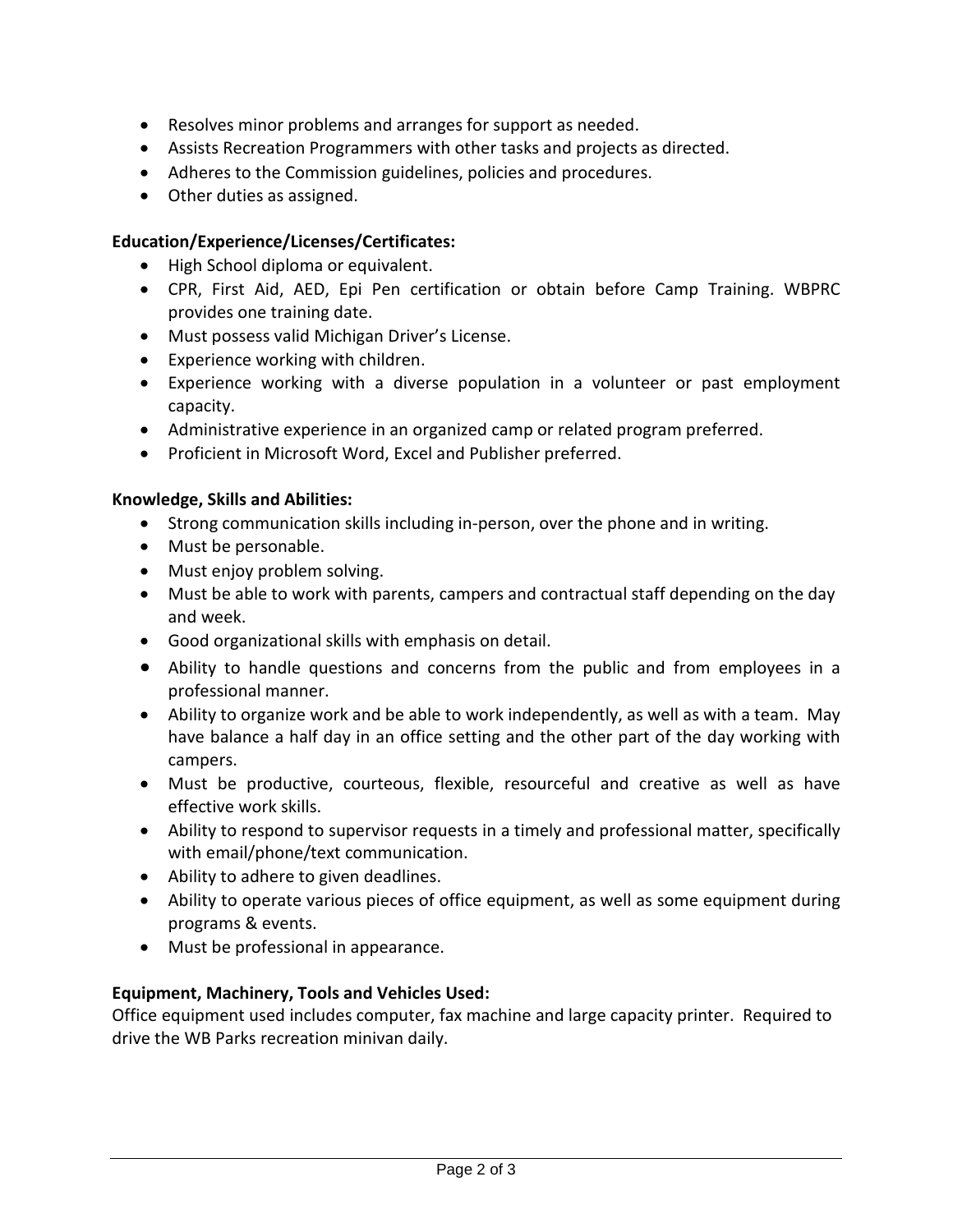- Resolves minor problems and arranges for support as needed.
- Assists Recreation Programmers with other tasks and projects as directed.
- Adheres to the Commission guidelines, policies and procedures.
- Other duties as assigned.

**Education/Experience/Licenses/Certificates:**

- High School diploma or equivalent.
- CPR, First Aid, AED, Epi Pen certification or obtain before Camp Training. WBPRC provides one training date.
- Must possess valid Michigan Driver's License.
- Experience working with children.
- Experience working with a diverse population in a volunteer or past employment capacity.
- Administrative experience in an organized camp or related program preferred.
- Proficient in Microsoft Word, Excel and Publisher preferred.

**Knowledge, Skills and Abilities:**

- Strong communication skills including in-person, over the phone and in writing.
- Must be personable.
- Must enjoy problem solving.
- Must be able to work with parents, campers and contractual staff depending on the day and week.
- Good organizational skills with emphasis on detail.
- Ability to handle questions and concerns from the public and from employees in a professional manner.
- Ability to organize work and be able to work independently, as well as with a team. May have balance a half day in an office setting and the other part of the day working with campers.
- Must be productive, courteous, flexible, resourceful and creative as well as have effective work skills.
- Ability to respond to supervisor requests in a timely and professional matter, specifically with email/phone/text communication.
- Ability to adhere to given deadlines.
- Ability to operate various pieces of office equipment, as well as some equipment during programs & events.
- Must be professional in appearance.

**Equipment, Machinery, Tools and Vehicles Used:**

Office equipment used includes computer, fax machine and large capacity printer. Required to drive the WB Parks recreation minivan daily.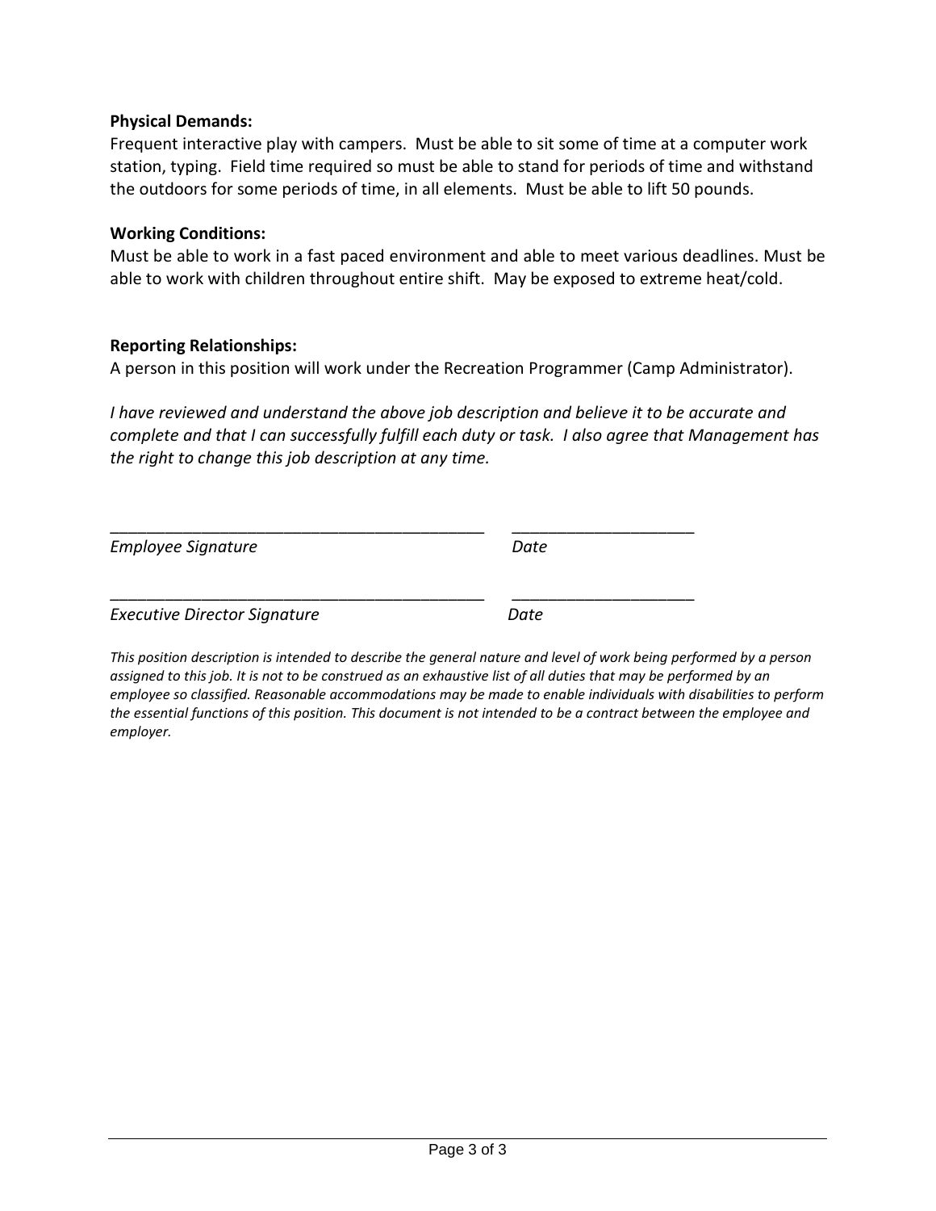**Physical Demands:**
Frequent interactive play with campers. Must be able to sit some of time at a computer work station, typing. Field time required so must be able to stand for periods of time and withstand the outdoors for some periods of time, in all elements. Must be able to lift 50 pounds.

**Working Conditions:**
Must be able to work in a fast paced environment and able to meet various deadlines. Must be able to work with children throughout entire shift. May be exposed to extreme heat/cold.

**Reporting Relationships:**
A person in this position will work under the Recreation Programmer (Camp Administrator).

*I have reviewed and understand the above job description and believe it to be accurate and complete and that I can successfully fulfill each duty or task. I also agree that Management has the right to change this job description at any time.*

___________________________________________ ____________________

*Employee Signature* *Date*

___________________________________________ ____________________

*Executive Director Signature* *Date*

*This position description is intended to describe the general nature and level of work being performed by a person assigned to this job. It is not to be construed as an exhaustive list of all duties that may be performed by an employee so classified. Reasonable accommodations may be made to enable individuals with disabilities to perform the essential functions of this position. This document is not intended to be a contract between the employee and employer.*